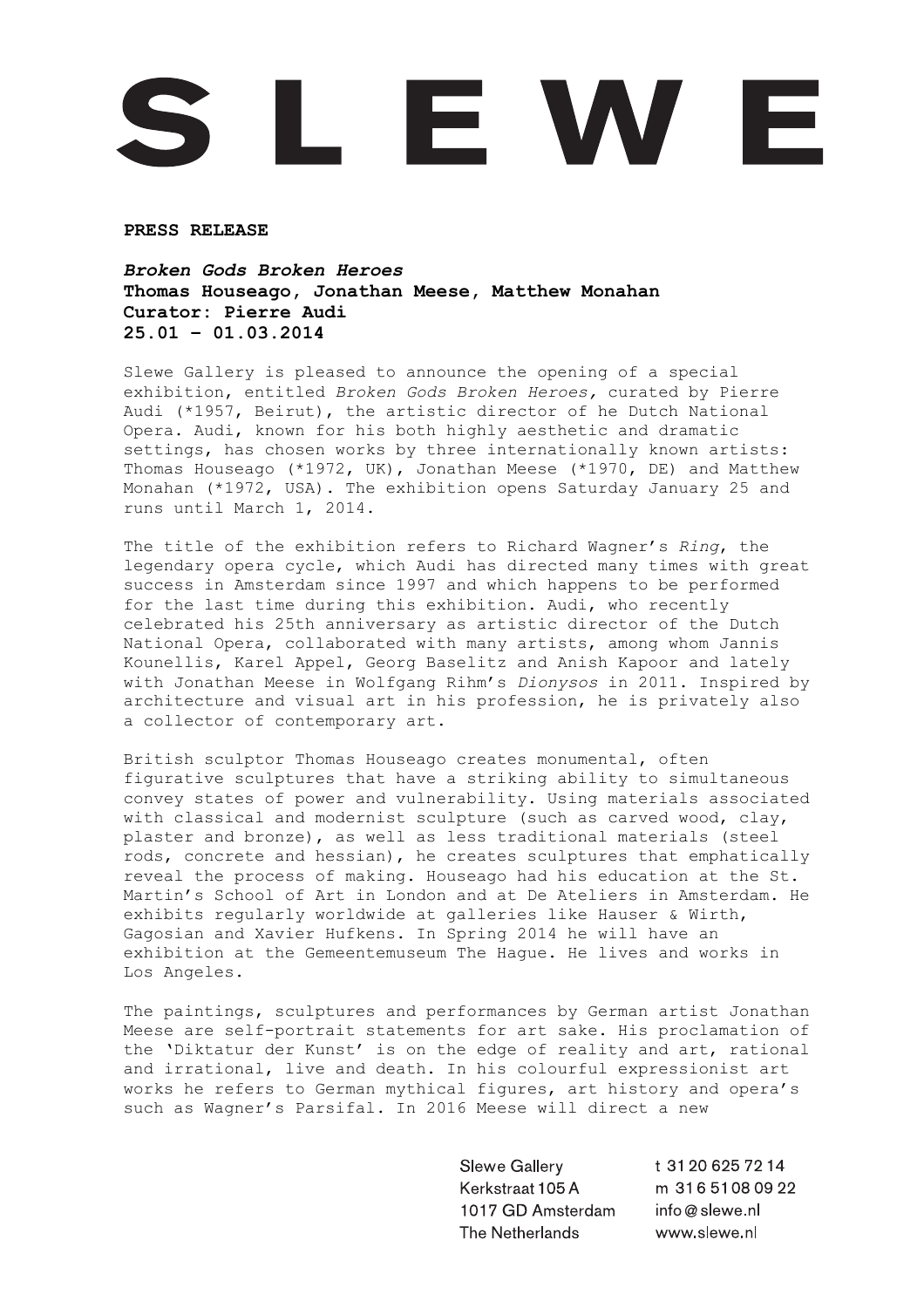# SLEWE

**PRESS RELEASE**

***Broken Gods Broken Heroes***
**Thomas Houseago, Jonathan Meese, Matthew Monahan**
**Curator: Pierre Audi**
**25.01 – 01.03.2014**

Slewe Gallery is pleased to announce the opening of a special exhibition, entitled *Broken Gods Broken Heroes,* curated by Pierre Audi (*1957, Beirut), the artistic director of he Dutch National Opera. Audi, known for his both highly aesthetic and dramatic settings, has chosen works by three internationally known artists: Thomas Houseago (*1972, UK), Jonathan Meese (*1970, DE) and Matthew Monahan (*1972, USA). The exhibition opens Saturday January 25 and runs until March 1, 2014.

The title of the exhibition refers to Richard Wagner's *Ring*, the legendary opera cycle, which Audi has directed many times with great success in Amsterdam since 1997 and which happens to be performed for the last time during this exhibition. Audi, who recently celebrated his 25th anniversary as artistic director of the Dutch National Opera, collaborated with many artists, among whom Jannis Kounellis, Karel Appel, Georg Baselitz and Anish Kapoor and lately with Jonathan Meese in Wolfgang Rihm's *Dionysos* in 2011. Inspired by architecture and visual art in his profession, he is privately also a collector of contemporary art.

British sculptor Thomas Houseago creates monumental, often figurative sculptures that have a striking ability to simultaneous convey states of power and vulnerability. Using materials associated with classical and modernist sculpture (such as carved wood, clay, plaster and bronze), as well as less traditional materials (steel rods, concrete and hessian), he creates sculptures that emphatically reveal the process of making. Houseago had his education at the St. Martin's School of Art in London and at De Ateliers in Amsterdam. He exhibits regularly worldwide at galleries like Hauser & Wirth, Gagosian and Xavier Hufkens. In Spring 2014 he will have an exhibition at the Gemeentemuseum The Hague. He lives and works in Los Angeles.

The paintings, sculptures and performances by German artist Jonathan Meese are self-portrait statements for art sake. His proclamation of the 'Diktatur der Kunst' is on the edge of reality and art, rational and irrational, live and death. In his colourful expressionist art works he refers to German mythical figures, art history and opera's such as Wagner's Parsifal. In 2016 Meese will direct a new

Slewe Gallery
Kerkstraat 105 A
1017 GD Amsterdam
The Netherlands

t 31 20 625 72 14
m 31 6 51 08 09 22
info@slewe.nl
www.slewe.nl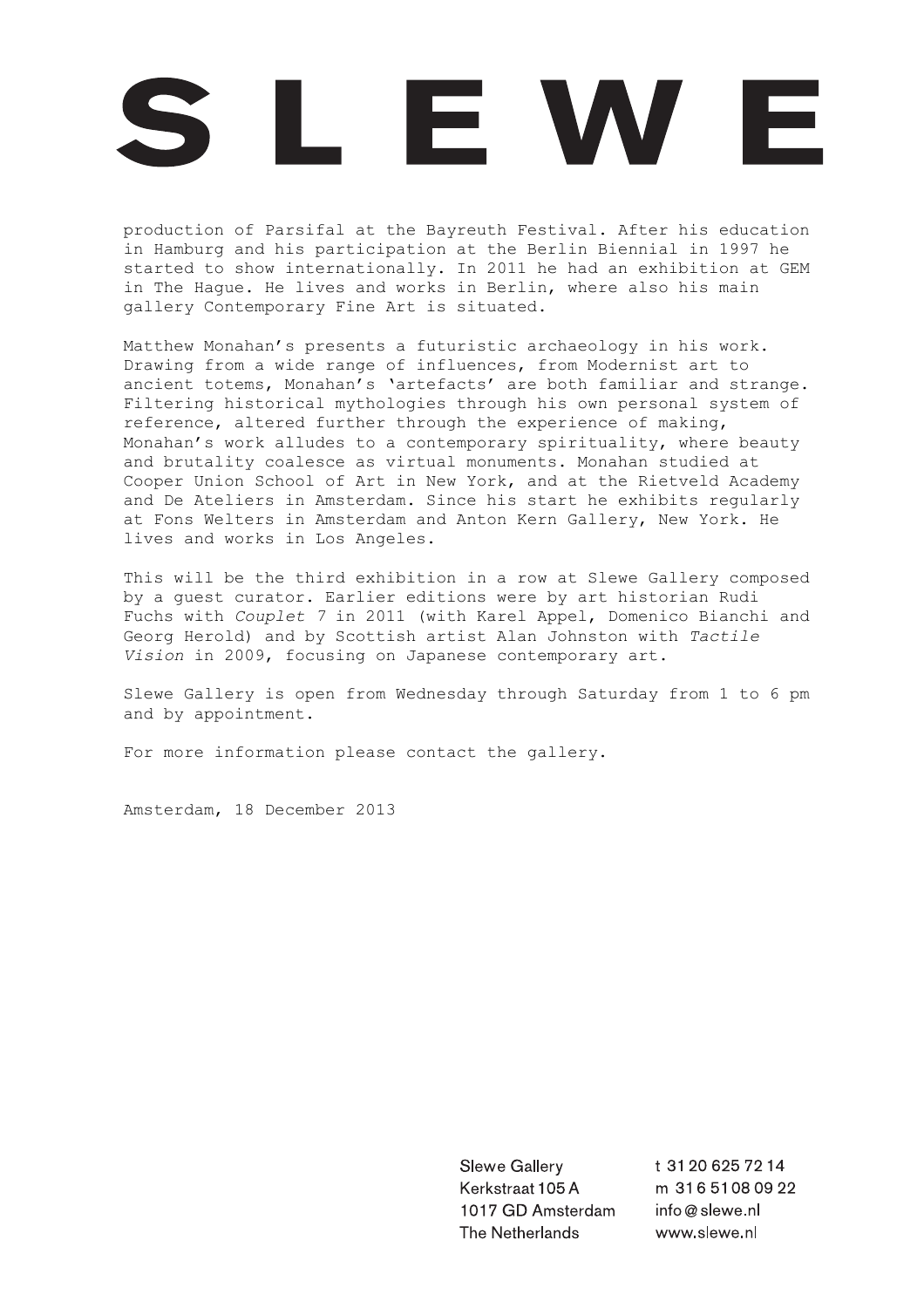production of Parsifal at the Bayreuth Festival. After his education in Hamburg and his participation at the Berlin Biennial in 1997 he started to show internationally. In 2011 he had an exhibition at GEM in The Hague. He lives and works in Berlin, where also his main gallery Contemporary Fine Art is situated.

Matthew Monahan's presents a futuristic archaeology in his work. Drawing from a wide range of influences, from Modernist art to ancient totems, Monahan's 'artefacts' are both familiar and strange. Filtering historical mythologies through his own personal system of reference, altered further through the experience of making, Monahan's work alludes to a contemporary spirituality, where beauty and brutality coalesce as virtual monuments. Monahan studied at Cooper Union School of Art in New York, and at the Rietveld Academy and De Ateliers in Amsterdam. Since his start he exhibits regularly at Fons Welters in Amsterdam and Anton Kern Gallery, New York. He lives and works in Los Angeles.

This will be the third exhibition in a row at Slewe Gallery composed by a guest curator. Earlier editions were by art historian Rudi Fuchs with *Couplet* 7 in 2011 (with Karel Appel, Domenico Bianchi and Georg Herold) and by Scottish artist Alan Johnston with *Tactile Vision* in 2009, focusing on Japanese contemporary art.

Slewe Gallery is open from Wednesday through Saturday from 1 to 6 pm and by appointment.

For more information please contact the gallery.

Amsterdam, 18 December 2013

Slewe Gallery
Kerkstraat 105 A
1017 GD Amsterdam
The Netherlands

t 31 20 625 72 14
m 31 6 51 08 09 22
info@slewe.nl
www.slewe.nl